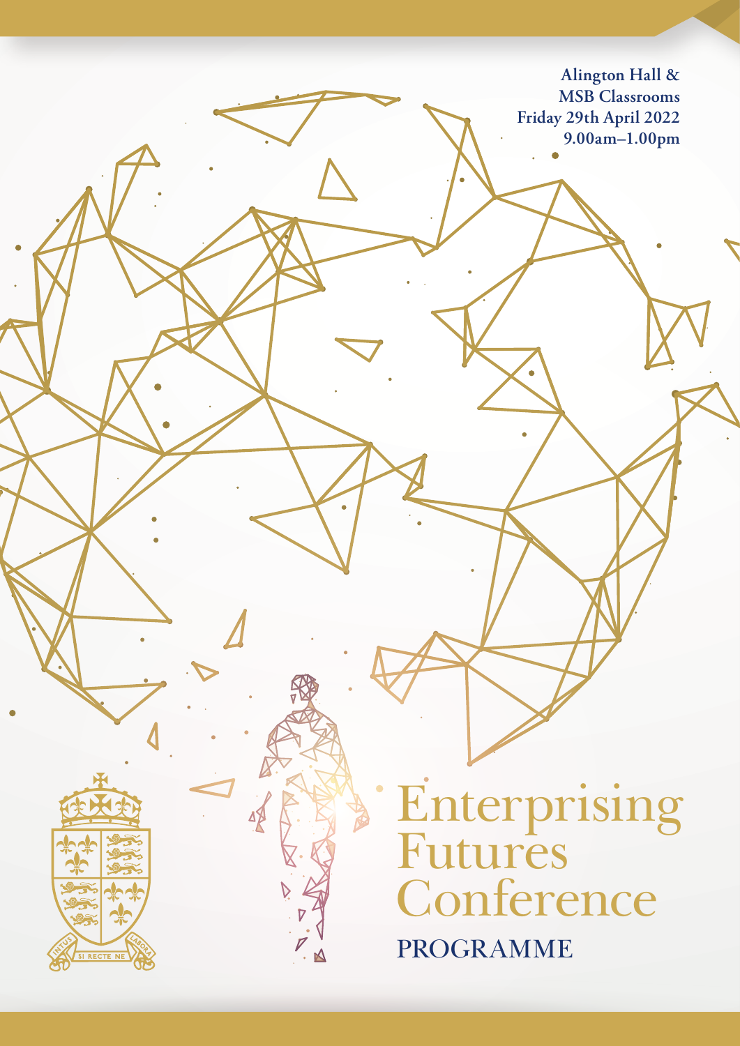**Alington Hall & MSB Classrooms**
**Friday 29th April 2022**
**9.00am–1.00pm**

# Enterprising Futures Conference

## PROGRAMME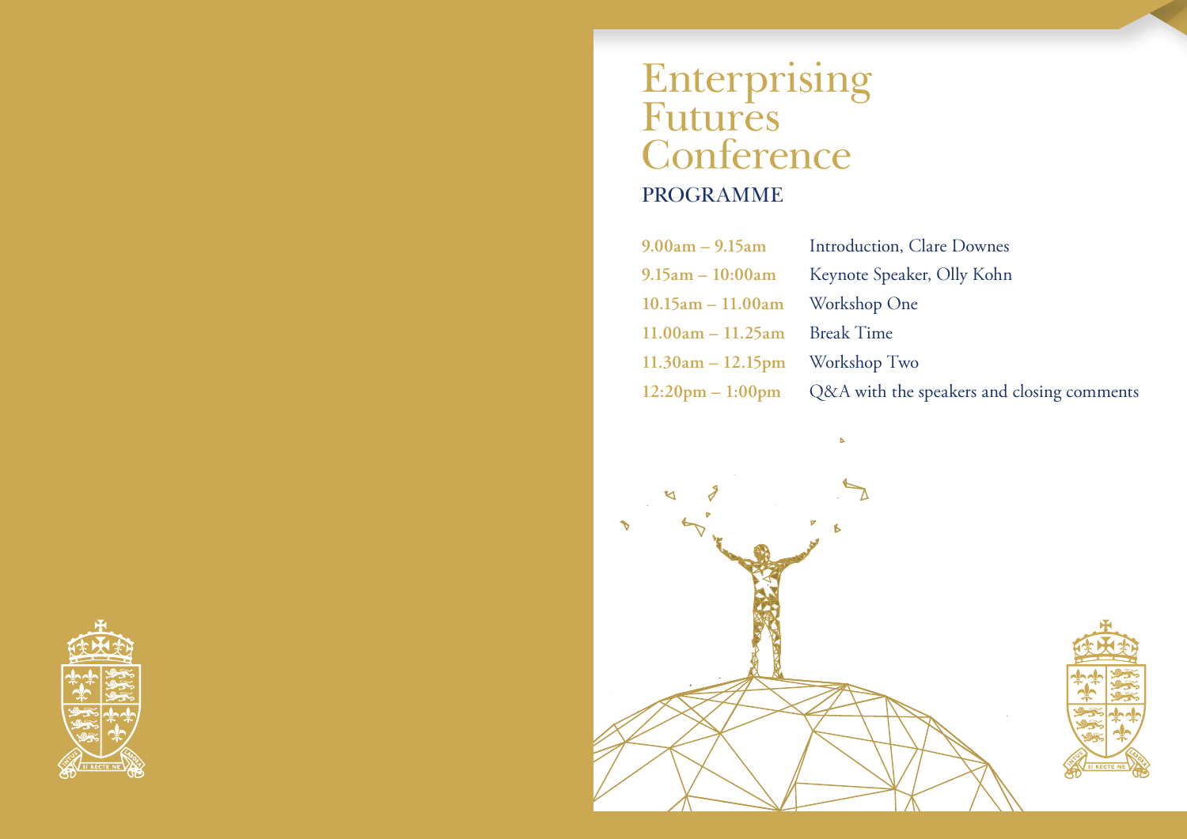# Enterprising Futures Conference

## PROGRAMME

| | |
|---|---|
| **9.00am – 9.15am** | Introduction, Clare Downes |
| **9.15am – 10:00am** | Keynote Speaker, Olly Kohn |
| **10.15am – 11.00am** | Workshop One |
| **11.00am – 11.25am** | Break Time |
| **11.30am – 12.15pm** | Workshop Two |
| **12:20pm – 1:00pm** | Q&A with the speakers and closing comments |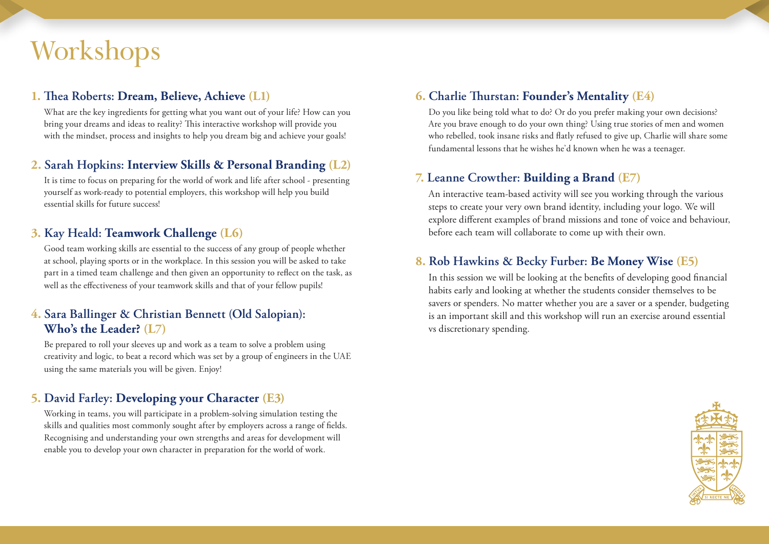# Workshops

### 1. Thea Roberts: **Dream, Believe, Achieve** (L1)

What are the key ingredients for getting what you want out of your life? How can you bring your dreams and ideas to reality? This interactive workshop will provide you with the mindset, process and insights to help you dream big and achieve your goals!

### 2. Sarah Hopkins: **Interview Skills & Personal Branding** (L2)

It is time to focus on preparing for the world of work and life after school - presenting yourself as work-ready to potential employers, this workshop will help you build essential skills for future success!

### 3. Kay Heald: **Teamwork Challenge** (L6)

Good team working skills are essential to the success of any group of people whether at school, playing sports or in the workplace. In this session you will be asked to take part in a timed team challenge and then given an opportunity to reflect on the task, as well as the effectiveness of your teamwork skills and that of your fellow pupils!

### 4. Sara Ballinger & Christian Bennett (Old Salopian): **Who's the Leader?** (L7)

Be prepared to roll your sleeves up and work as a team to solve a problem using creativity and logic, to beat a record which was set by a group of engineers in the UAE using the same materials you will be given. Enjoy!

### 5. David Farley: **Developing your Character** (E3)

Working in teams, you will participate in a problem-solving simulation testing the skills and qualities most commonly sought after by employers across a range of fields. Recognising and understanding your own strengths and areas for development will enable you to develop your own character in preparation for the world of work.

### 6. Charlie Thurstan: **Founder's Mentality** (E4)

Do you like being told what to do? Or do you prefer making your own decisions? Are you brave enough to do your own thing? Using true stories of men and women who rebelled, took insane risks and flatly refused to give up, Charlie will share some fundamental lessons that he wishes he'd known when he was a teenager.

### 7. Leanne Crowther: **Building a Brand** (E7)

An interactive team-based activity will see you working through the various steps to create your very own brand identity, including your logo. We will explore different examples of brand missions and tone of voice and behaviour, before each team will collaborate to come up with their own.

### 8. Rob Hawkins & Becky Furber: **Be Money Wise** (E5)

In this session we will be looking at the benefits of developing good financial habits early and looking at whether the students consider themselves to be savers or spenders. No matter whether you are a saver or a spender, budgeting is an important skill and this workshop will run an exercise around essential vs discretionary spending.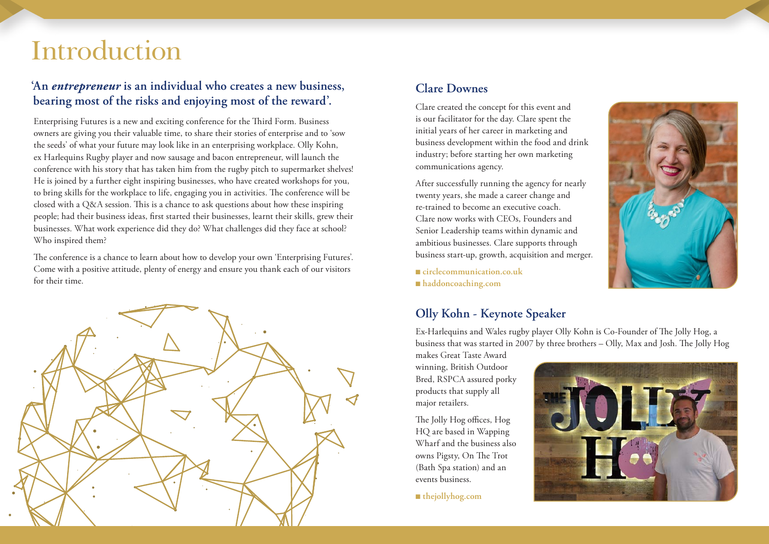# Introduction

## 'An *entrepreneur* is an individual who creates a new business, bearing most of the risks and enjoying most of the reward'.

Enterprising Futures is a new and exciting conference for the Third Form. Business owners are giving you their valuable time, to share their stories of enterprise and to 'sow the seeds' of what your future may look like in an enterprising workplace. Olly Kohn, ex Harlequins Rugby player and now sausage and bacon entrepreneur, will launch the conference with his story that has taken him from the rugby pitch to supermarket shelves! He is joined by a further eight inspiring businesses, who have created workshops for you, to bring skills for the workplace to life, engaging you in activities. The conference will be closed with a Q&A session. This is a chance to ask questions about how these inspiring people; had their business ideas, first started their businesses, learnt their skills, grew their businesses. What work experience did they do? What challenges did they face at school? Who inspired them?

The conference is a chance to learn about how to develop your own 'Enterprising Futures'. Come with a positive attitude, plenty of energy and ensure you thank each of our visitors for their time.

## Clare Downes

Clare created the concept for this event and is our facilitator for the day. Clare spent the initial years of her career in marketing and business development within the food and drink industry; before starting her own marketing communications agency.

After successfully running the agency for nearly twenty years, she made a career change and re-trained to become an executive coach. Clare now works with CEOs, Founders and Senior Leadership teams within dynamic and ambitious businesses. Clare supports through business start-up, growth, acquisition and merger.

- **circlecommunication.co.uk**
- **haddoncoaching.com**

## Olly Kohn - Keynote Speaker

Ex-Harlequins and Wales rugby player Olly Kohn is Co-Founder of The Jolly Hog, a business that was started in 2007 by three brothers – Olly, Max and Josh. The Jolly Hog makes Great Taste Award winning, British Outdoor Bred, RSPCA assured porky products that supply all major retailers.

The Jolly Hog offices, Hog HQ are based in Wapping Wharf and the business also owns Pigsty, On The Trot (Bath Spa station) and an events business.

- **thejollyhog.com**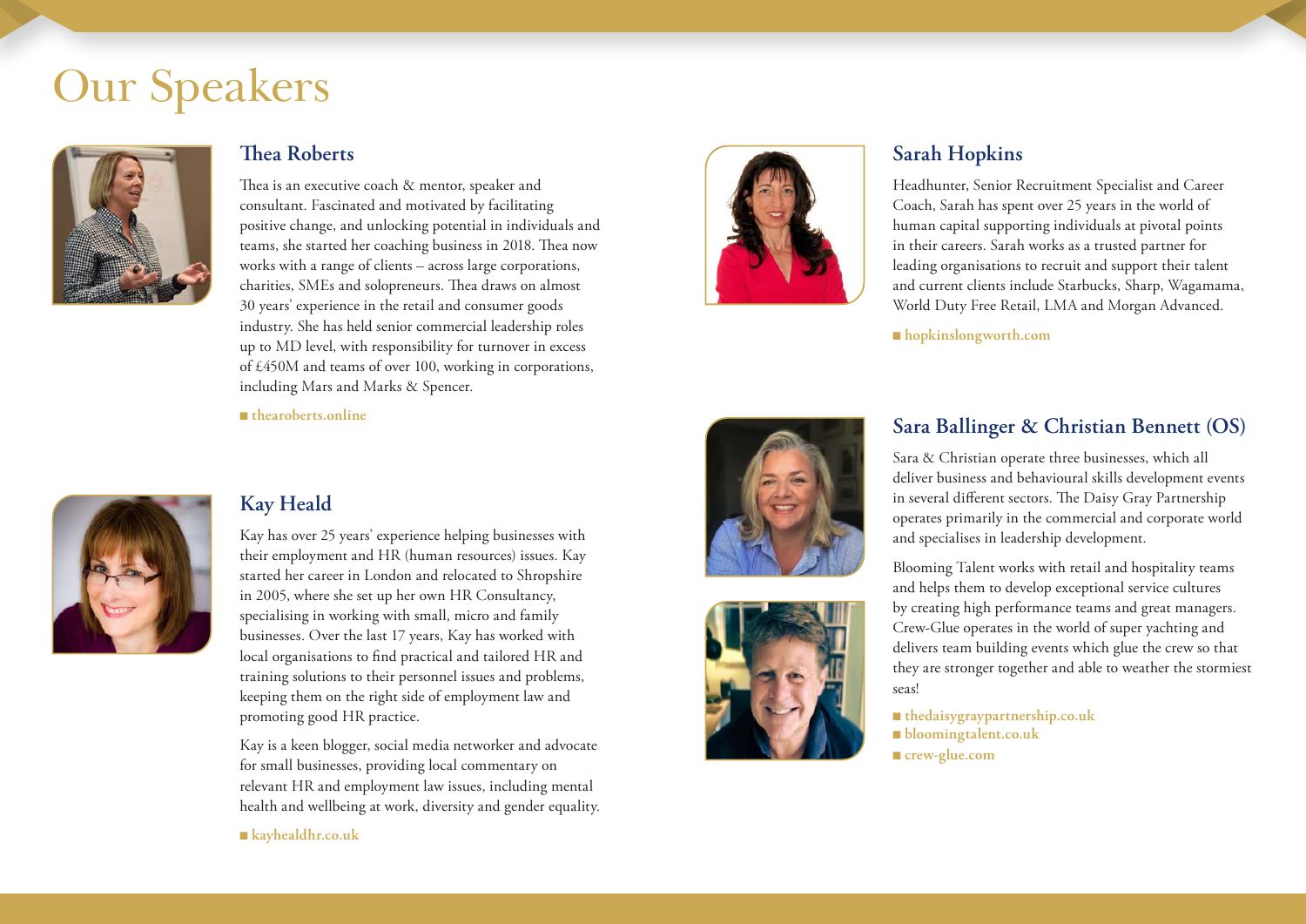# Our Speakers

## Thea Roberts

Thea is an executive coach & mentor, speaker and consultant. Fascinated and motivated by facilitating positive change, and unlocking potential in individuals and teams, she started her coaching business in 2018. Thea now works with a range of clients – across large corporations, charities, SMEs and solopreneurs. Thea draws on almost 30 years' experience in the retail and consumer goods industry. She has held senior commercial leadership roles up to MD level, with responsibility for turnover in excess of £450M and teams of over 100, working in corporations, including Mars and Marks & Spencer.

■ **thearoberts.online**

## Kay Heald

Kay has over 25 years' experience helping businesses with their employment and HR (human resources) issues. Kay started her career in London and relocated to Shropshire in 2005, where she set up her own HR Consultancy, specialising in working with small, micro and family businesses. Over the last 17 years, Kay has worked with local organisations to find practical and tailored HR and training solutions to their personnel issues and problems, keeping them on the right side of employment law and promoting good HR practice.

Kay is a keen blogger, social media networker and advocate for small businesses, providing local commentary on relevant HR and employment law issues, including mental health and wellbeing at work, diversity and gender equality.

■ **kayhealdhr.co.uk**

## Sarah Hopkins

Headhunter, Senior Recruitment Specialist and Career Coach, Sarah has spent over 25 years in the world of human capital supporting individuals at pivotal points in their careers. Sarah works as a trusted partner for leading organisations to recruit and support their talent and current clients include Starbucks, Sharp, Wagamama, World Duty Free Retail, LMA and Morgan Advanced.

■ **hopkinslongworth.com**

## Sara Ballinger & Christian Bennett (OS)

Sara & Christian operate three businesses, which all deliver business and behavioural skills development events in several different sectors. The Daisy Gray Partnership operates primarily in the commercial and corporate world and specialises in leadership development.

Blooming Talent works with retail and hospitality teams and helps them to develop exceptional service cultures by creating high performance teams and great managers. Crew-Glue operates in the world of super yachting and delivers team building events which glue the crew so that they are stronger together and able to weather the stormiest seas!

■ **thedaisygraypartnership.co.uk**
■ **bloomingtalent.co.uk**
■ **crew-glue.com**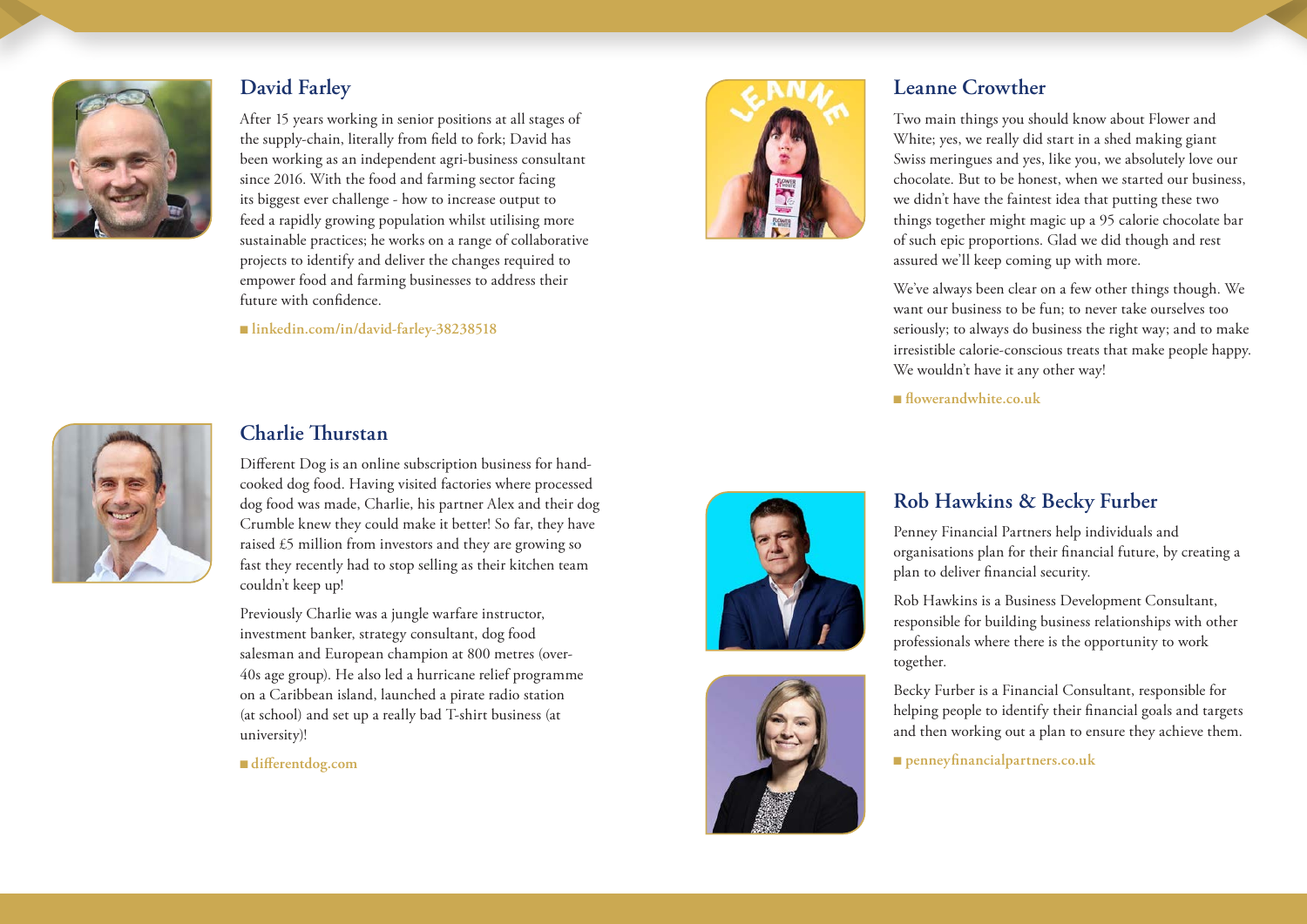## David Farley

After 15 years working in senior positions at all stages of the supply-chain, literally from field to fork; David has been working as an independent agri-business consultant since 2016. With the food and farming sector facing its biggest ever challenge - how to increase output to feed a rapidly growing population whilst utilising more sustainable practices; he works on a range of collaborative projects to identify and deliver the changes required to empower food and farming businesses to address their future with confidence.

■ linkedin.com/in/david-farley-38238518

## Charlie Thurstan

Different Dog is an online subscription business for hand-cooked dog food. Having visited factories where processed dog food was made, Charlie, his partner Alex and their dog Crumble knew they could make it better! So far, they have raised £5 million from investors and they are growing so fast they recently had to stop selling as their kitchen team couldn't keep up!

Previously Charlie was a jungle warfare instructor, investment banker, strategy consultant, dog food salesman and European champion at 800 metres (over-40s age group). He also led a hurricane relief programme on a Caribbean island, launched a pirate radio station (at school) and set up a really bad T-shirt business (at university)!

■ differentdog.com

## Leanne Crowther

Two main things you should know about Flower and White; yes, we really did start in a shed making giant Swiss meringues and yes, like you, we absolutely love our chocolate. But to be honest, when we started our business, we didn't have the faintest idea that putting these two things together might magic up a 95 calorie chocolate bar of such epic proportions. Glad we did though and rest assured we'll keep coming up with more.

We've always been clear on a few other things though. We want our business to be fun; to never take ourselves too seriously; to always do business the right way; and to make irresistible calorie-conscious treats that make people happy. We wouldn't have it any other way!

■ flowerandwhite.co.uk

## Rob Hawkins & Becky Furber

Penney Financial Partners help individuals and organisations plan for their financial future, by creating a plan to deliver financial security.

Rob Hawkins is a Business Development Consultant, responsible for building business relationships with other professionals where there is the opportunity to work together.

Becky Furber is a Financial Consultant, responsible for helping people to identify their financial goals and targets and then working out a plan to ensure they achieve them.

■ penneyfinancialpartners.co.uk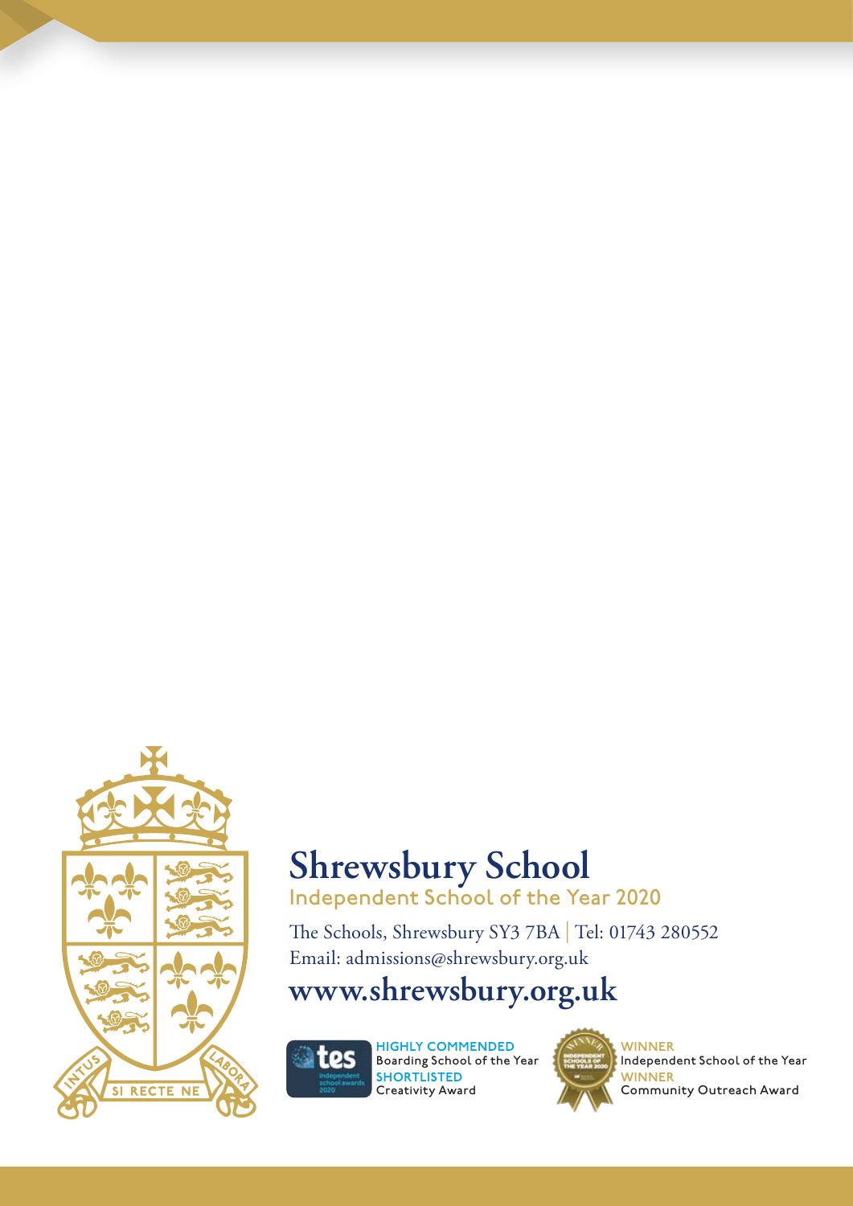# Shrewsbury School

Independent School of the Year 2020

The Schools, Shrewsbury SY3 7BA | Tel: 01743 280552

Email: admissions@shrewsbury.org.uk

## www.shrewsbury.org.uk

**HIGHLY COMMENDED**
Boarding School of the Year
**SHORTLISTED**
Creativity Award

**WINNER**
Independent School of the Year
**WINNER**
Community Outreach Award